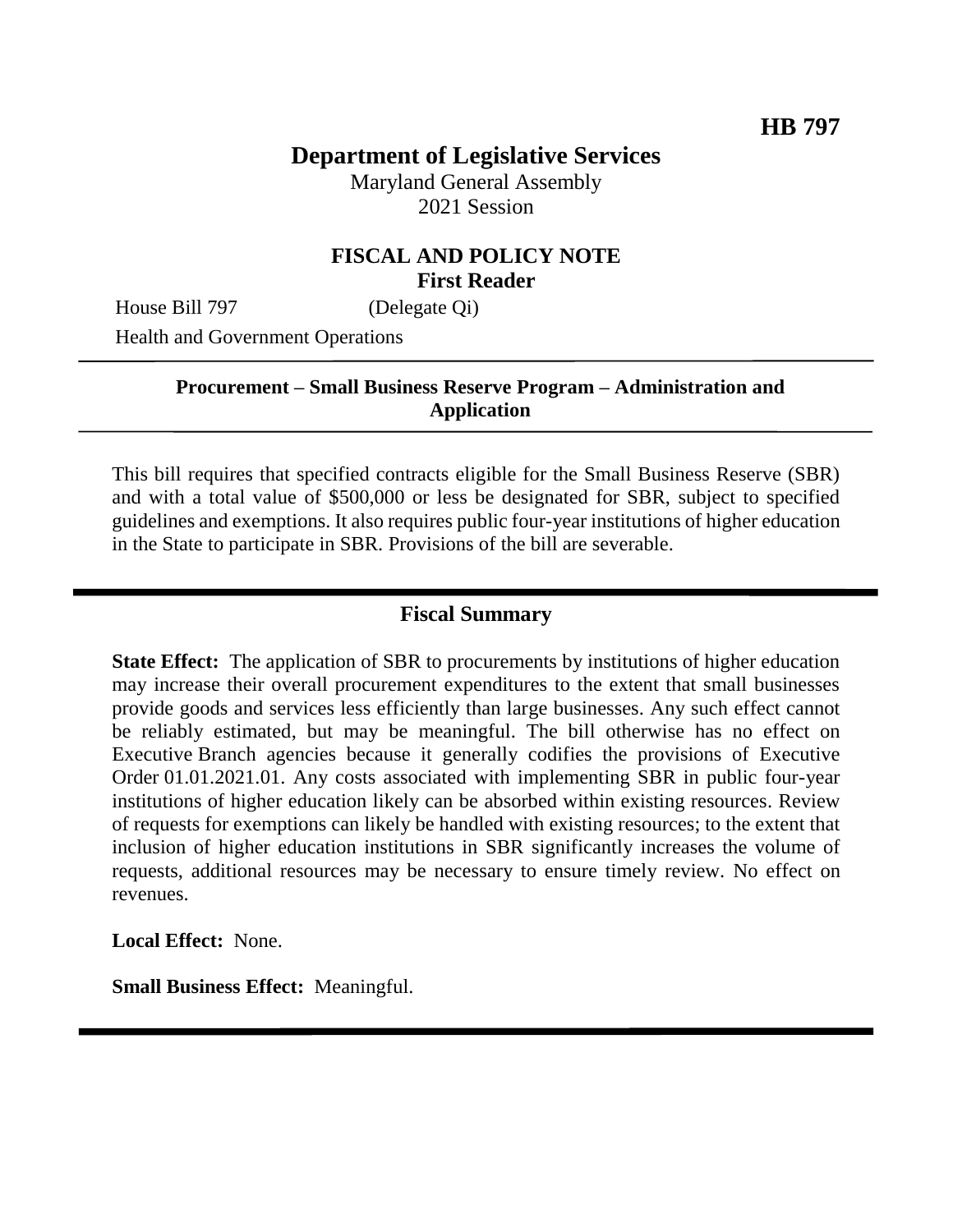**HB 797**

# Department of Legislative Services

Maryland General Assembly
2021 Session

## FISCAL AND POLICY NOTE
**First Reader**

House Bill 797 (Delegate Qi)
Health and Government Operations

---

**Procurement – Small Business Reserve Program – Administration and Application**

---

This bill requires that specified contracts eligible for the Small Business Reserve (SBR) and with a total value of $500,000 or less be designated for SBR, subject to specified guidelines and exemptions. It also requires public four-year institutions of higher education in the State to participate in SBR. Provisions of the bill are severable.

---

## Fiscal Summary

**State Effect:** The application of SBR to procurements by institutions of higher education may increase their overall procurement expenditures to the extent that small businesses provide goods and services less efficiently than large businesses. Any such effect cannot be reliably estimated, but may be meaningful. The bill otherwise has no effect on Executive Branch agencies because it generally codifies the provisions of Executive Order 01.01.2021.01. Any costs associated with implementing SBR in public four-year institutions of higher education likely can be absorbed within existing resources. Review of requests for exemptions can likely be handled with existing resources; to the extent that inclusion of higher education institutions in SBR significantly increases the volume of requests, additional resources may be necessary to ensure timely review. No effect on revenues.

**Local Effect:** None.

**Small Business Effect:** Meaningful.

---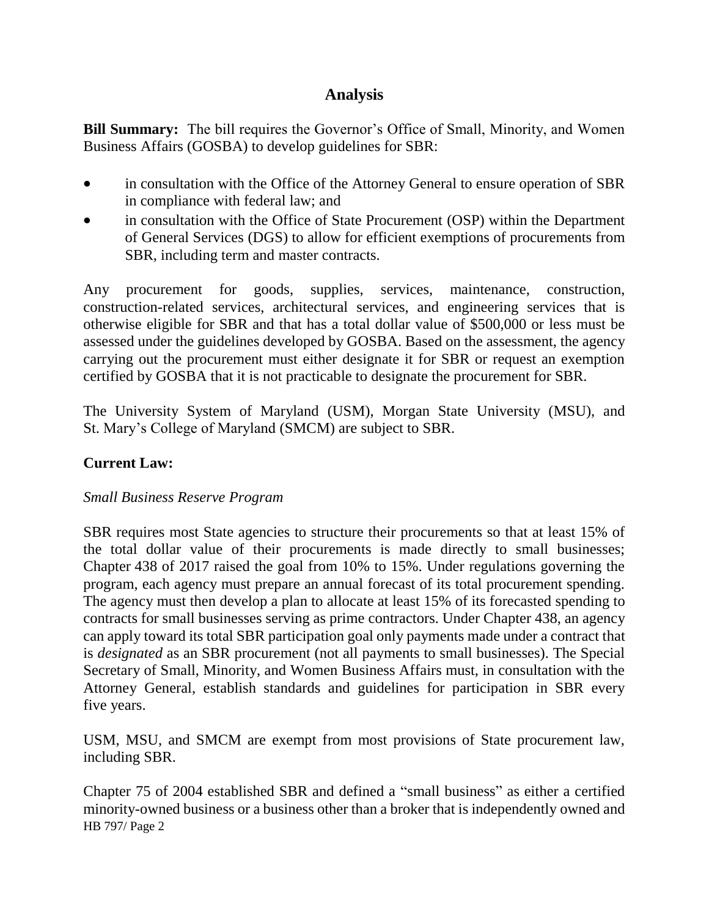## Analysis

**Bill Summary:** The bill requires the Governor's Office of Small, Minority, and Women Business Affairs (GOSBA) to develop guidelines for SBR:

- in consultation with the Office of the Attorney General to ensure operation of SBR in compliance with federal law; and
- in consultation with the Office of State Procurement (OSP) within the Department of General Services (DGS) to allow for efficient exemptions of procurements from SBR, including term and master contracts.

Any procurement for goods, supplies, services, maintenance, construction, construction-related services, architectural services, and engineering services that is otherwise eligible for SBR and that has a total dollar value of $500,000 or less must be assessed under the guidelines developed by GOSBA. Based on the assessment, the agency carrying out the procurement must either designate it for SBR or request an exemption certified by GOSBA that it is not practicable to designate the procurement for SBR.

The University System of Maryland (USM), Morgan State University (MSU), and St. Mary's College of Maryland (SMCM) are subject to SBR.

**Current Law:**

*Small Business Reserve Program*

SBR requires most State agencies to structure their procurements so that at least 15% of the total dollar value of their procurements is made directly to small businesses; Chapter 438 of 2017 raised the goal from 10% to 15%. Under regulations governing the program, each agency must prepare an annual forecast of its total procurement spending. The agency must then develop a plan to allocate at least 15% of its forecasted spending to contracts for small businesses serving as prime contractors. Under Chapter 438, an agency can apply toward its total SBR participation goal only payments made under a contract that is *designated* as an SBR procurement (not all payments to small businesses). The Special Secretary of Small, Minority, and Women Business Affairs must, in consultation with the Attorney General, establish standards and guidelines for participation in SBR every five years.

USM, MSU, and SMCM are exempt from most provisions of State procurement law, including SBR.

Chapter 75 of 2004 established SBR and defined a "small business" as either a certified minority-owned business or a business other than a broker that is independently owned and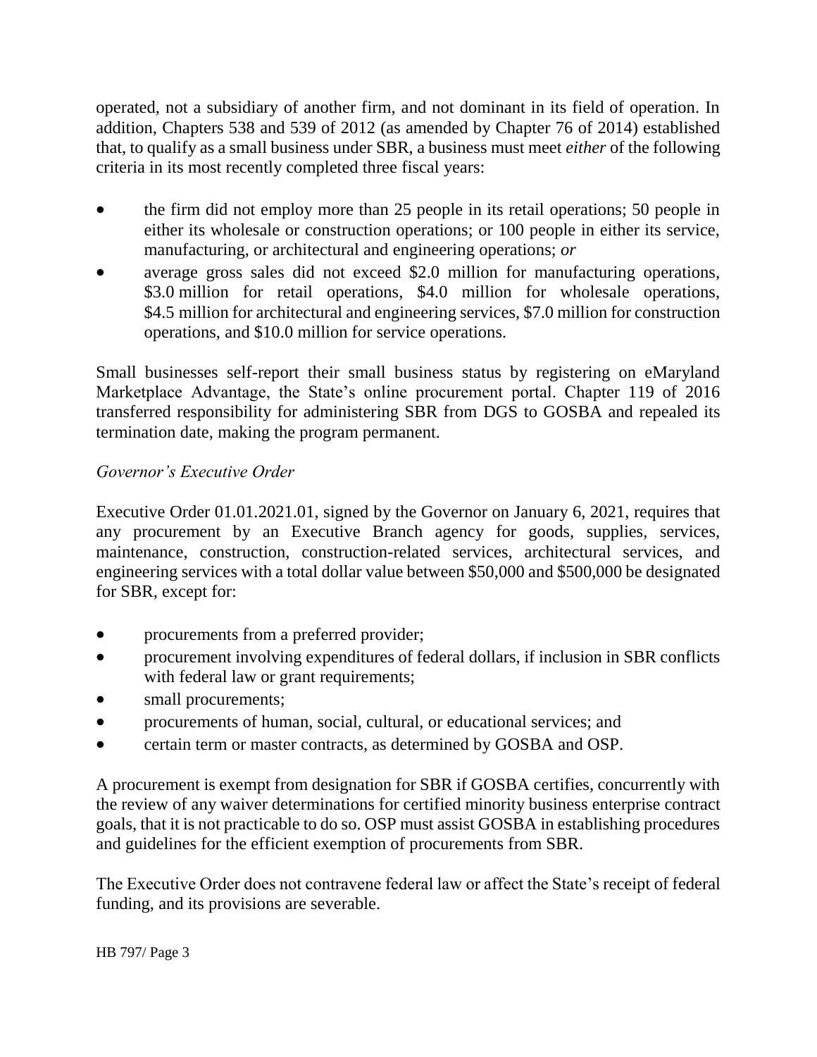operated, not a subsidiary of another firm, and not dominant in its field of operation. In addition, Chapters 538 and 539 of 2012 (as amended by Chapter 76 of 2014) established that, to qualify as a small business under SBR, a business must meet *either* of the following criteria in its most recently completed three fiscal years:

- the firm did not employ more than 25 people in its retail operations; 50 people in either its wholesale or construction operations; or 100 people in either its service, manufacturing, or architectural and engineering operations; *or*
- average gross sales did not exceed $2.0 million for manufacturing operations, $3.0 million for retail operations, $4.0 million for wholesale operations, $4.5 million for architectural and engineering services, $7.0 million for construction operations, and $10.0 million for service operations.

Small businesses self-report their small business status by registering on eMaryland Marketplace Advantage, the State's online procurement portal. Chapter 119 of 2016 transferred responsibility for administering SBR from DGS to GOSBA and repealed its termination date, making the program permanent.

*Governor's Executive Order*

Executive Order 01.01.2021.01, signed by the Governor on January 6, 2021, requires that any procurement by an Executive Branch agency for goods, supplies, services, maintenance, construction, construction-related services, architectural services, and engineering services with a total dollar value between $50,000 and $500,000 be designated for SBR, except for:

- procurements from a preferred provider;
- procurement involving expenditures of federal dollars, if inclusion in SBR conflicts with federal law or grant requirements;
- small procurements;
- procurements of human, social, cultural, or educational services; and
- certain term or master contracts, as determined by GOSBA and OSP.

A procurement is exempt from designation for SBR if GOSBA certifies, concurrently with the review of any waiver determinations for certified minority business enterprise contract goals, that it is not practicable to do so. OSP must assist GOSBA in establishing procedures and guidelines for the efficient exemption of procurements from SBR.

The Executive Order does not contravene federal law or affect the State's receipt of federal funding, and its provisions are severable.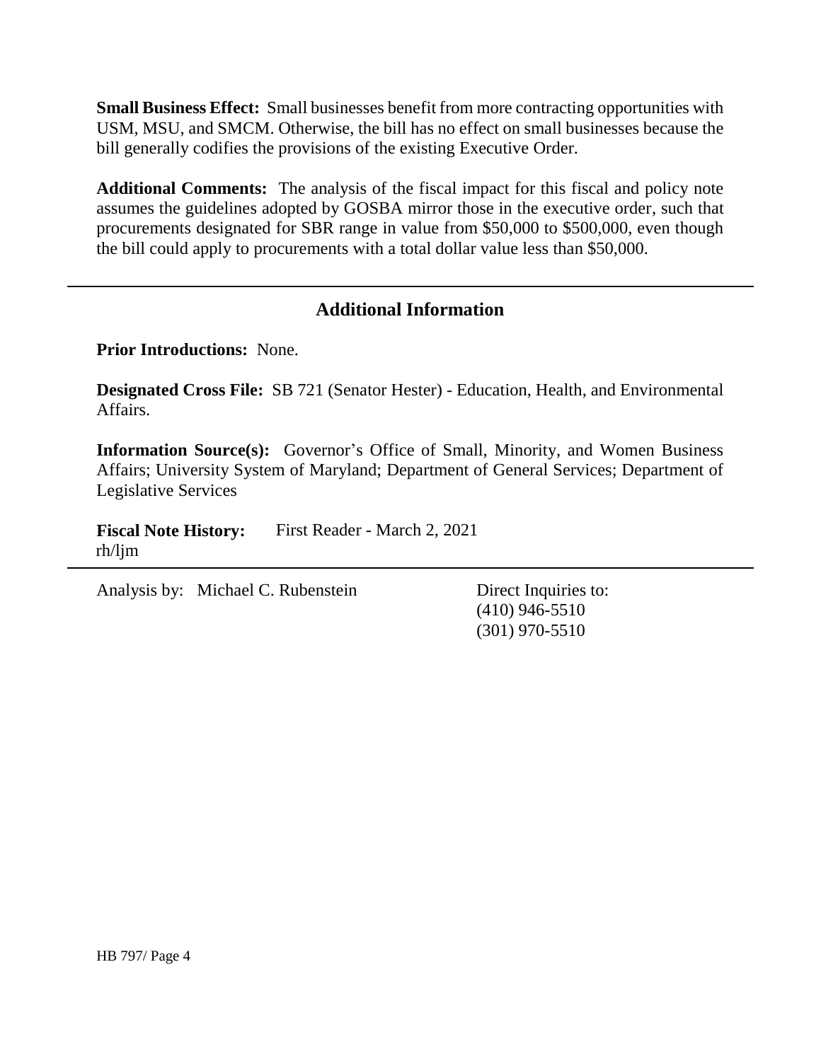**Small Business Effect:** Small businesses benefit from more contracting opportunities with USM, MSU, and SMCM. Otherwise, the bill has no effect on small businesses because the bill generally codifies the provisions of the existing Executive Order.

**Additional Comments:** The analysis of the fiscal impact for this fiscal and policy note assumes the guidelines adopted by GOSBA mirror those in the executive order, such that procurements designated for SBR range in value from $50,000 to $500,000, even though the bill could apply to procurements with a total dollar value less than $50,000.

---

## Additional Information

**Prior Introductions:** None.

**Designated Cross File:** SB 721 (Senator Hester) - Education, Health, and Environmental Affairs.

**Information Source(s):** Governor's Office of Small, Minority, and Women Business Affairs; University System of Maryland; Department of General Services; Department of Legislative Services

**Fiscal Note History:** First Reader - March 2, 2021
rh/ljm

---

Analysis by: Michael C. Rubenstein

Direct Inquiries to:
(410) 946-5510
(301) 970-5510